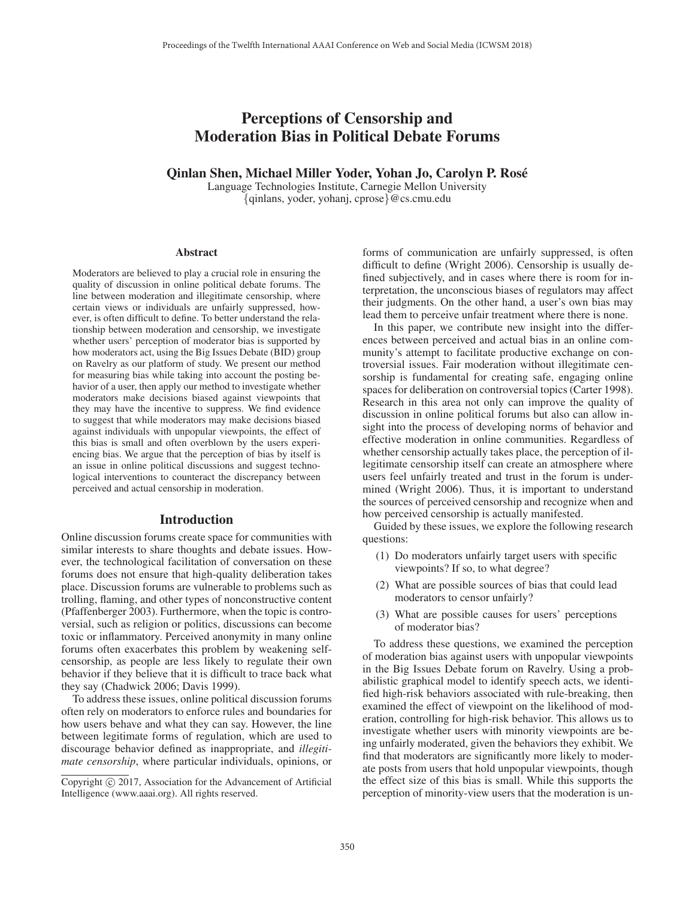# Perceptions of Censorship and Moderation Bias in Political Debate Forums

**Qinlan Shen, Michael Miller Yoder, Yohan Jo, Carolyn P. Rosé**

Language Technologies Institute, Carnegie Mellon University
{qinlans, yoder, yohanj, cprose}@cs.cmu.edu

## Abstract

Moderators are believed to play a crucial role in ensuring the quality of discussion in online political debate forums. The line between moderation and illegitimate censorship, where certain views or individuals are unfairly suppressed, however, is often difficult to define. To better understand the relationship between moderation and censorship, we investigate whether users' perception of moderator bias is supported by how moderators act, using the Big Issues Debate (BID) group on Ravelry as our platform of study. We present our method for measuring bias while taking into account the posting behavior of a user, then apply our method to investigate whether moderators make decisions biased against viewpoints that they may have the incentive to suppress. We find evidence to suggest that while moderators may make decisions biased against individuals with unpopular viewpoints, the effect of this bias is small and often overblown by the users experiencing bias. We argue that the perception of bias by itself is an issue in online political discussions and suggest technological interventions to counteract the discrepancy between perceived and actual censorship in moderation.

## Introduction

Online discussion forums create space for communities with similar interests to share thoughts and debate issues. However, the technological facilitation of conversation on these forums does not ensure that high-quality deliberation takes place. Discussion forums are vulnerable to problems such as trolling, flaming, and other types of nonconstructive content (Pfaffenberger 2003). Furthermore, when the topic is controversial, such as religion or politics, discussions can become toxic or inflammatory. Perceived anonymity in many online forums often exacerbates this problem by weakening self-censorship, as people are less likely to regulate their own behavior if they believe that it is difficult to trace back what they say (Chadwick 2006; Davis 1999).

To address these issues, online political discussion forums often rely on moderators to enforce rules and boundaries for how users behave and what they can say. However, the line between legitimate forms of regulation, which are used to discourage behavior defined as inappropriate, and *illegitimate censorship*, where particular individuals, opinions, or forms of communication are unfairly suppressed, is often difficult to define (Wright 2006). Censorship is usually defined subjectively, and in cases where there is room for interpretation, the unconscious biases of regulators may affect their judgments. On the other hand, a user's own bias may lead them to perceive unfair treatment where there is none.

In this paper, we contribute new insight into the differences between perceived and actual bias in an online community's attempt to facilitate productive exchange on controversial issues. Fair moderation without illegitimate censorship is fundamental for creating safe, engaging online spaces for deliberation on controversial topics (Carter 1998). Research in this area not only can improve the quality of discussion in online political forums but also can allow insight into the process of developing norms of behavior and effective moderation in online communities. Regardless of whether censorship actually takes place, the perception of illegitimate censorship itself can create an atmosphere where users feel unfairly treated and trust in the forum is undermined (Wright 2006). Thus, it is important to understand the sources of perceived censorship and recognize when and how perceived censorship is actually manifested.

Guided by these issues, we explore the following research questions:

(1) Do moderators unfairly target users with specific viewpoints? If so, to what degree?

(2) What are possible sources of bias that could lead moderators to censor unfairly?

(3) What are possible causes for users' perceptions of moderator bias?

To address these questions, we examined the perception of moderation bias against users with unpopular viewpoints in the Big Issues Debate forum on Ravelry. Using a probabilistic graphical model to identify speech acts, we identified high-risk behaviors associated with rule-breaking, then examined the effect of viewpoint on the likelihood of moderation, controlling for high-risk behavior. This allows us to investigate whether users with minority viewpoints are being unfairly moderated, given the behaviors they exhibit. We find that moderators are significantly more likely to moderate posts from users that hold unpopular viewpoints, though the effect size of this bias is small. While this supports the perception of minority-view users that the moderation is un-

Copyright © 2017, Association for the Advancement of Artificial Intelligence (www.aaai.org). All rights reserved.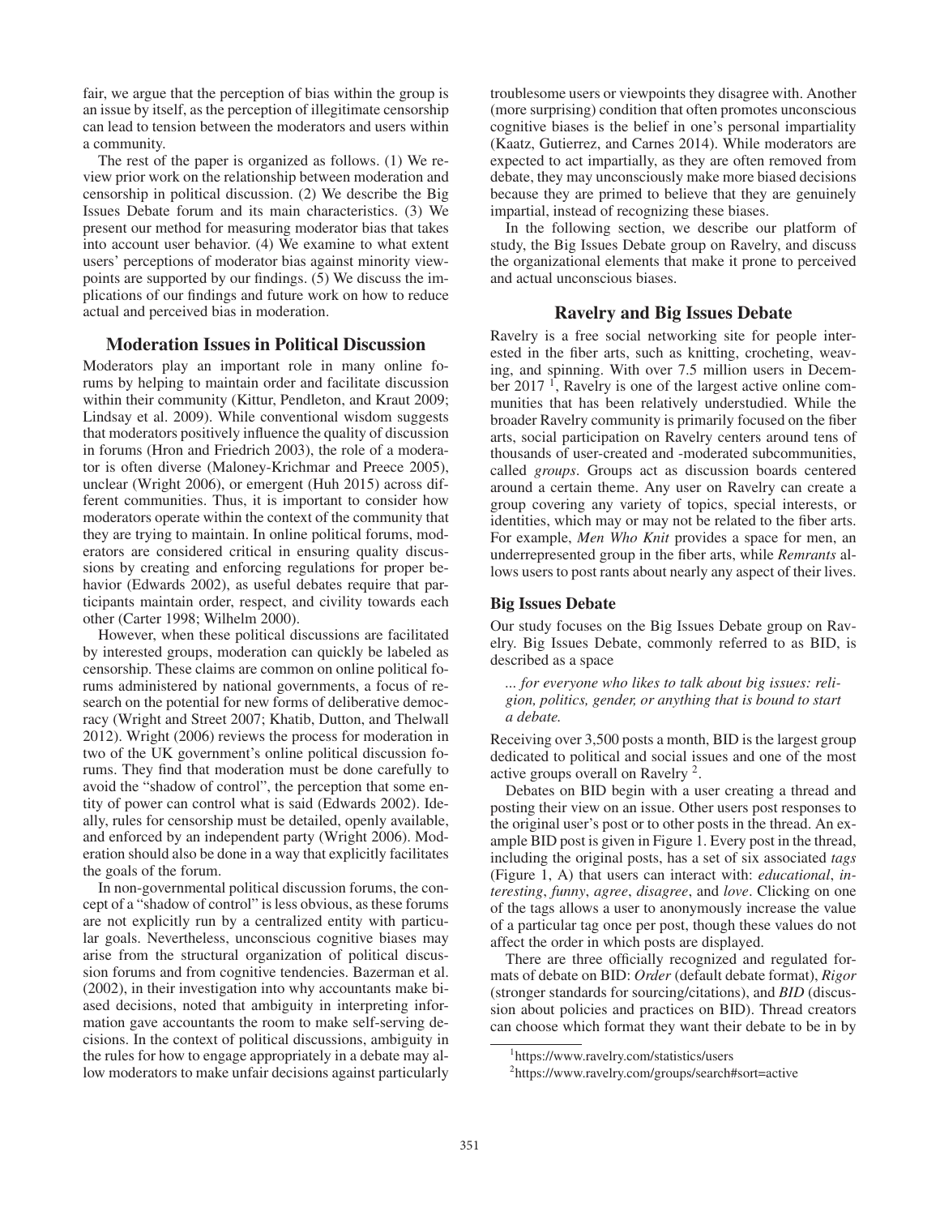fair, we argue that the perception of bias within the group is an issue by itself, as the perception of illegitimate censorship can lead to tension between the moderators and users within a community.

The rest of the paper is organized as follows. (1) We review prior work on the relationship between moderation and censorship in political discussion. (2) We describe the Big Issues Debate forum and its main characteristics. (3) We present our method for measuring moderator bias that takes into account user behavior. (4) We examine to what extent users' perceptions of moderator bias against minority viewpoints are supported by our findings. (5) We discuss the implications of our findings and future work on how to reduce actual and perceived bias in moderation.

## Moderation Issues in Political Discussion

Moderators play an important role in many online forums by helping to maintain order and facilitate discussion within their community (Kittur, Pendleton, and Kraut 2009; Lindsay et al. 2009). While conventional wisdom suggests that moderators positively influence the quality of discussion in forums (Hron and Friedrich 2003), the role of a moderator is often diverse (Maloney-Krichmar and Preece 2005), unclear (Wright 2006), or emergent (Huh 2015) across different communities. Thus, it is important to consider how moderators operate within the context of the community that they are trying to maintain. In online political forums, moderators are considered critical in ensuring quality discussions by creating and enforcing regulations for proper behavior (Edwards 2002), as useful debates require that participants maintain order, respect, and civility towards each other (Carter 1998; Wilhelm 2000).

However, when these political discussions are facilitated by interested groups, moderation can quickly be labeled as censorship. These claims are common on online political forums administered by national governments, a focus of research on the potential for new forms of deliberative democracy (Wright and Street 2007; Khatib, Dutton, and Thelwall 2012). Wright (2006) reviews the process for moderation in two of the UK government's online political discussion forums. They find that moderation must be done carefully to avoid the "shadow of control", the perception that some entity of power can control what is said (Edwards 2002). Ideally, rules for censorship must be detailed, openly available, and enforced by an independent party (Wright 2006). Moderation should also be done in a way that explicitly facilitates the goals of the forum.

In non-governmental political discussion forums, the concept of a "shadow of control" is less obvious, as these forums are not explicitly run by a centralized entity with particular goals. Nevertheless, unconscious cognitive biases may arise from the structural organization of political discussion forums and from cognitive tendencies. Bazerman et al. (2002), in their investigation into why accountants make biased decisions, noted that ambiguity in interpreting information gave accountants the room to make self-serving decisions. In the context of political discussions, ambiguity in the rules for how to engage appropriately in a debate may allow moderators to make unfair decisions against particularly troublesome users or viewpoints they disagree with. Another (more surprising) condition that often promotes unconscious cognitive biases is the belief in one's personal impartiality (Kaatz, Gutierrez, and Carnes 2014). While moderators are expected to act impartially, as they are often removed from debate, they may unconsciously make more biased decisions because they are primed to believe that they are genuinely impartial, instead of recognizing these biases.

In the following section, we describe our platform of study, the Big Issues Debate group on Ravelry, and discuss the organizational elements that make it prone to perceived and actual unconscious biases.

## Ravelry and Big Issues Debate

Ravelry is a free social networking site for people interested in the fiber arts, such as knitting, crocheting, weaving, and spinning. With over 7.5 million users in December 2017 [1], Ravelry is one of the largest active online communities that has been relatively understudied. While the broader Ravelry community is primarily focused on the fiber arts, social participation on Ravelry centers around tens of thousands of user-created and -moderated subcommunities, called *groups*. Groups act as discussion boards centered around a certain theme. Any user on Ravelry can create a group covering any variety of topics, special interests, or identities, which may or may not be related to the fiber arts. For example, *Men Who Knit* provides a space for men, an underrepresented group in the fiber arts, while *Remrants* allows users to post rants about nearly any aspect of their lives.

### Big Issues Debate

Our study focuses on the Big Issues Debate group on Ravelry. Big Issues Debate, commonly referred to as BID, is described as a space

> *... for everyone who likes to talk about big issues: religion, politics, gender, or anything that is bound to start a debate.*

Receiving over 3,500 posts a month, BID is the largest group dedicated to political and social issues and one of the most active groups overall on Ravelry [2].

Debates on BID begin with a user creating a thread and posting their view on an issue. Other users post responses to the original user's post or to other posts in the thread. An example BID post is given in Figure 1. Every post in the thread, including the original posts, has a set of six associated *tags* (Figure 1, A) that users can interact with: *educational*, *interesting*, *funny*, *agree*, *disagree*, and *love*. Clicking on one of the tags allows a user to anonymously increase the value of a particular tag once per post, though these values do not affect the order in which posts are displayed.

There are three officially recognized and regulated formats of debate on BID: *Order* (default debate format), *Rigor* (stronger standards for sourcing/citations), and *BID* (discussion about policies and practices on BID). Thread creators can choose which format they want their debate to be in by

[1] https://www.ravelry.com/statistics/users

[2] https://www.ravelry.com/groups/search#sort=active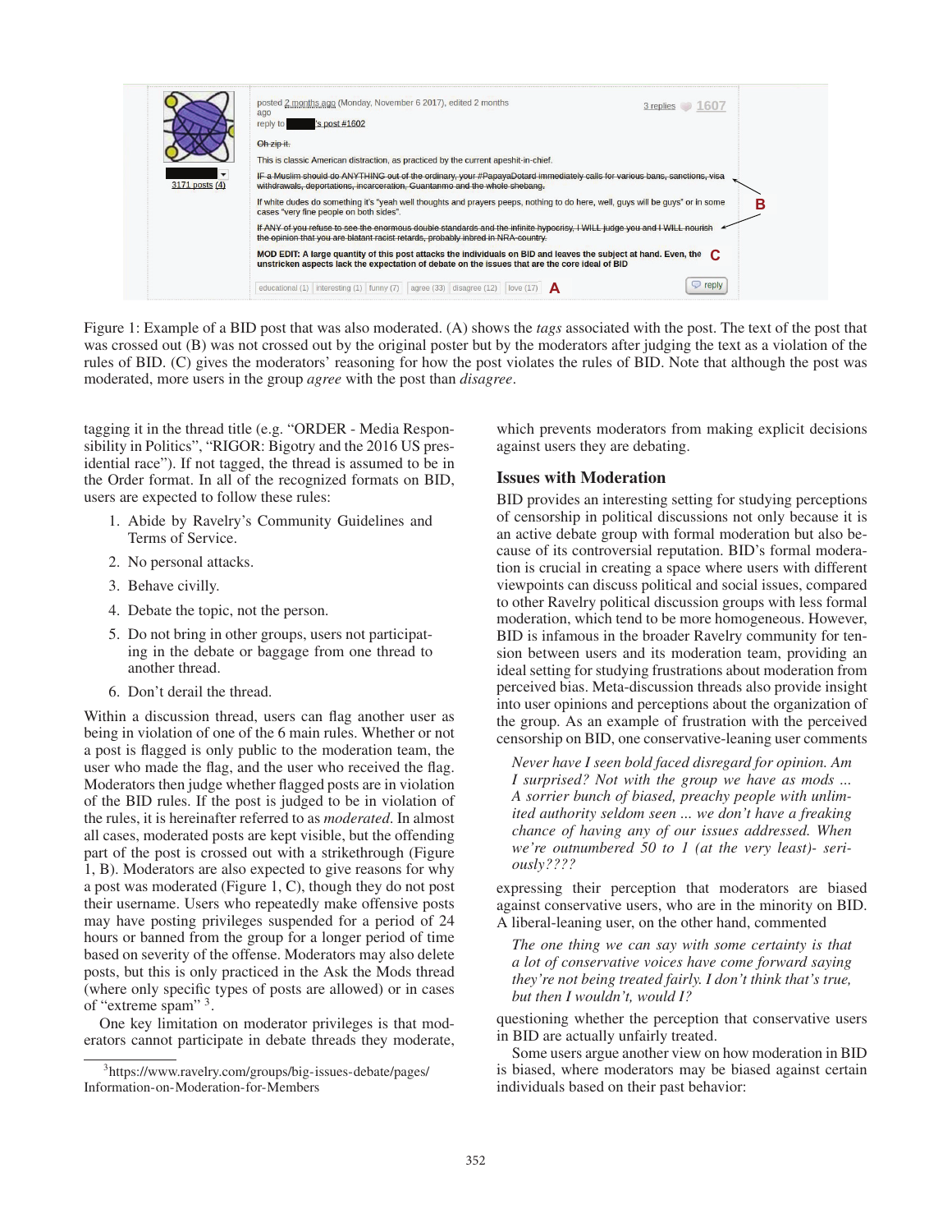Figure 1: Example of a BID post that was also moderated. (A) shows the *tags* associated with the post. The text of the post that was crossed out (B) was not crossed out by the original poster but by the moderators after judging the text as a violation of the rules of BID. (C) gives the moderators' reasoning for how the post violates the rules of BID. Note that although the post was moderated, more users in the group *agree* with the post than *disagree*.

tagging it in the thread title (e.g. "ORDER - Media Responsibility in Politics", "RIGOR: Bigotry and the 2016 US presidential race"). If not tagged, the thread is assumed to be in the Order format. In all of the recognized formats on BID, users are expected to follow these rules:

1. Abide by Ravelry's Community Guidelines and Terms of Service.
2. No personal attacks.
3. Behave civilly.
4. Debate the topic, not the person.
5. Do not bring in other groups, users not participating in the debate or baggage from one thread to another thread.
6. Don't derail the thread.

Within a discussion thread, users can flag another user as being in violation of one of the 6 main rules. Whether or not a post is flagged is only public to the moderation team, the user who made the flag, and the user who received the flag. Moderators then judge whether flagged posts are in violation of the BID rules. If the post is judged to be in violation of the rules, it is hereinafter referred to as *moderated*. In almost all cases, moderated posts are kept visible, but the offending part of the post is crossed out with a strikethrough (Figure 1, B). Moderators are also expected to give reasons for why a post was moderated (Figure 1, C), though they do not post their username. Users who repeatedly make offensive posts may have posting privileges suspended for a period of 24 hours or banned from the group for a longer period of time based on severity of the offense. Moderators may also delete posts, but this is only practiced in the Ask the Mods thread (where only specific types of posts are allowed) or in cases of "extreme spam" [3].

One key limitation on moderator privileges is that moderators cannot participate in debate threads they moderate, which prevents moderators from making explicit decisions against users they are debating.

[3] https://www.ravelry.com/groups/big-issues-debate/pages/Information-on-Moderation-for-Members

## Issues with Moderation

BID provides an interesting setting for studying perceptions of censorship in political discussions not only because it is an active debate group with formal moderation but also because of its controversial reputation. BID's formal moderation is crucial in creating a space where users with different viewpoints can discuss political and social issues, compared to other Ravelry political discussion groups with less formal moderation, which tend to be more homogeneous. However, BID is infamous in the broader Ravelry community for tension between users and its moderation team, providing an ideal setting for studying frustrations about moderation from perceived bias. Meta-discussion threads also provide insight into user opinions and perceptions about the organization of the group. As an example of frustration with the perceived censorship on BID, one conservative-leaning user comments

> *Never have I seen bold faced disregard for opinion. Am I surprised? Not with the group we have as mods ... A sorrier bunch of biased, preachy people with unlimited authority seldom seen ... we don't have a freaking chance of having any of our issues addressed. When we're outnumbered 50 to 1 (at the very least)- seriously????*

expressing their perception that moderators are biased against conservative users, who are in the minority on BID. A liberal-leaning user, on the other hand, commented

> *The one thing we can say with some certainty is that a lot of conservative voices have come forward saying they're not being treated fairly. I don't think that's true, but then I wouldn't, would I?*

questioning whether the perception that conservative users in BID are actually unfairly treated.

Some users argue another view on how moderation in BID is biased, where moderators may be biased against certain individuals based on their past behavior: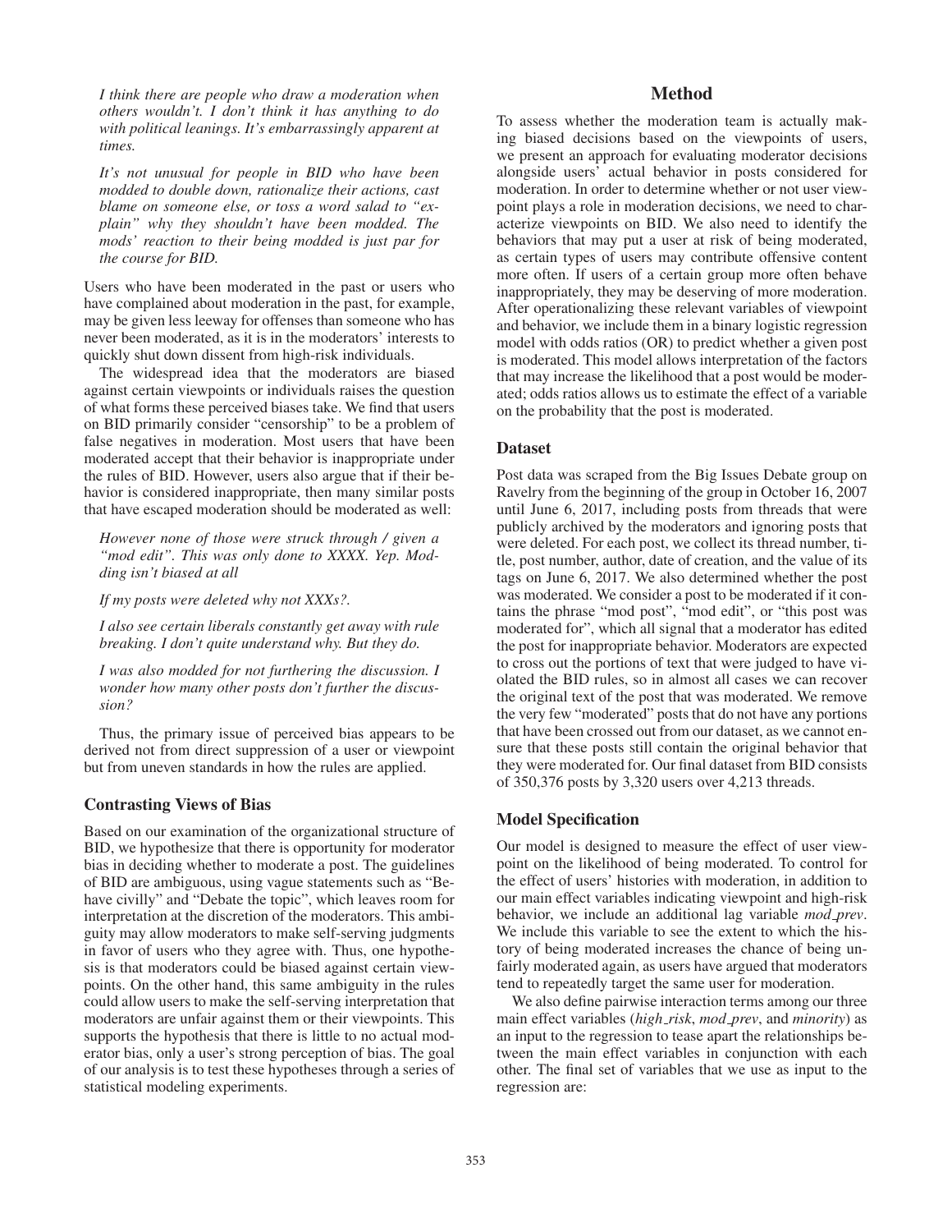*I think there are people who draw a moderation when others wouldn't. I don't think it has anything to do with political leanings. It's embarrassingly apparent at times.*

*It's not unusual for people in BID who have been modded to double down, rationalize their actions, cast blame on someone else, or toss a word salad to "explain" why they shouldn't have been modded. The mods' reaction to their being modded is just par for the course for BID.*

Users who have been moderated in the past or users who have complained about moderation in the past, for example, may be given less leeway for offenses than someone who has never been moderated, as it is in the moderators' interests to quickly shut down dissent from high-risk individuals.

The widespread idea that the moderators are biased against certain viewpoints or individuals raises the question of what forms these perceived biases take. We find that users on BID primarily consider "censorship" to be a problem of false negatives in moderation. Most users that have been moderated accept that their behavior is inappropriate under the rules of BID. However, users also argue that if their behavior is considered inappropriate, then many similar posts that have escaped moderation should be moderated as well:

*However none of those were struck through / given a "mod edit". This was only done to XXXX. Yep. Modding isn't biased at all*

*If my posts were deleted why not XXXs?.*

*I also see certain liberals constantly get away with rule breaking. I don't quite understand why. But they do.*

*I was also modded for not furthering the discussion. I wonder how many other posts don't further the discussion?*

Thus, the primary issue of perceived bias appears to be derived not from direct suppression of a user or viewpoint but from uneven standards in how the rules are applied.

### Contrasting Views of Bias

Based on our examination of the organizational structure of BID, we hypothesize that there is opportunity for moderator bias in deciding whether to moderate a post. The guidelines of BID are ambiguous, using vague statements such as "Behave civilly" and "Debate the topic", which leaves room for interpretation at the discretion of the moderators. This ambiguity may allow moderators to make self-serving judgments in favor of users who they agree with. Thus, one hypothesis is that moderators could be biased against certain viewpoints. On the other hand, this same ambiguity in the rules could allow users to make the self-serving interpretation that moderators are unfair against them or their viewpoints. This supports the hypothesis that there is little to no actual moderator bias, only a user's strong perception of bias. The goal of our analysis is to test these hypotheses through a series of statistical modeling experiments.

## Method

To assess whether the moderation team is actually making biased decisions based on the viewpoints of users, we present an approach for evaluating moderator decisions alongside users' actual behavior in posts considered for moderation. In order to determine whether or not user viewpoint plays a role in moderation decisions, we need to characterize viewpoints on BID. We also need to identify the behaviors that may put a user at risk of being moderated, as certain types of users may contribute offensive content more often. If users of a certain group more often behave inappropriately, they may be deserving of more moderation. After operationalizing these relevant variables of viewpoint and behavior, we include them in a binary logistic regression model with odds ratios (OR) to predict whether a given post is moderated. This model allows interpretation of the factors that may increase the likelihood that a post would be moderated; odds ratios allows us to estimate the effect of a variable on the probability that the post is moderated.

### Dataset

Post data was scraped from the Big Issues Debate group on Ravelry from the beginning of the group in October 16, 2007 until June 6, 2017, including posts from threads that were publicly archived by the moderators and ignoring posts that were deleted. For each post, we collect its thread number, title, post number, author, date of creation, and the value of its tags on June 6, 2017. We also determined whether the post was moderated. We consider a post to be moderated if it contains the phrase "mod post", "mod edit", or "this post was moderated for", which all signal that a moderator has edited the post for inappropriate behavior. Moderators are expected to cross out the portions of text that were judged to have violated the BID rules, so in almost all cases we can recover the original text of the post that was moderated. We remove the very few "moderated" posts that do not have any portions that have been crossed out from our dataset, as we cannot ensure that these posts still contain the original behavior that they were moderated for. Our final dataset from BID consists of 350,376 posts by 3,320 users over 4,213 threads.

### Model Specification

Our model is designed to measure the effect of user viewpoint on the likelihood of being moderated. To control for the effect of users' histories with moderation, in addition to our main effect variables indicating viewpoint and high-risk behavior, we include an additional lag variable *mod_prev*. We include this variable to see the extent to which the history of being moderated increases the chance of being unfairly moderated again, as users have argued that moderators tend to repeatedly target the same user for moderation.

We also define pairwise interaction terms among our three main effect variables (*high_risk*, *mod_prev*, and *minority*) as an input to the regression to tease apart the relationships between the main effect variables in conjunction with each other. The final set of variables that we use as input to the regression are: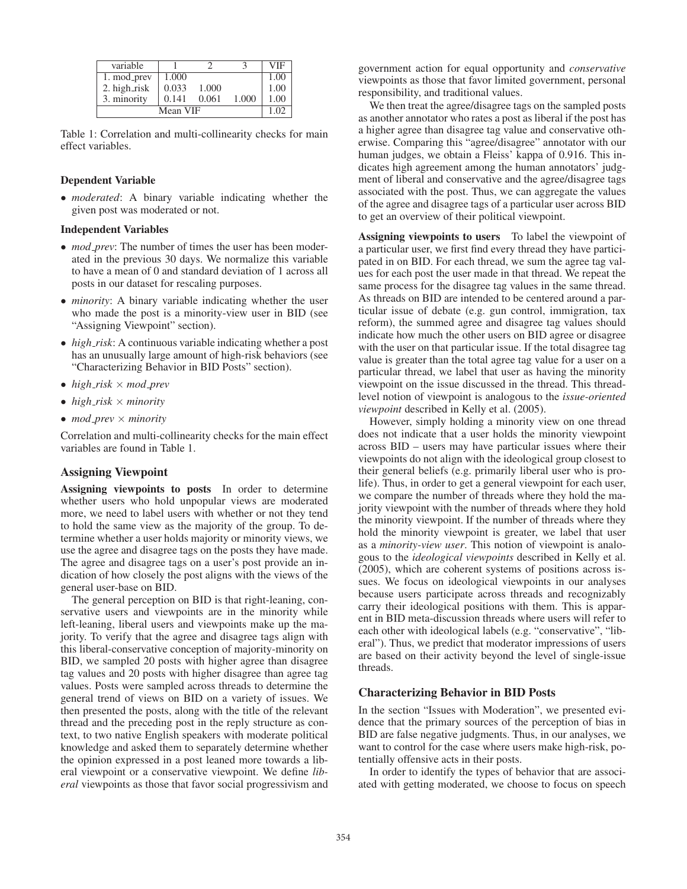| variable | 1 | 2 | 3 | VIF |
|---|---|---|---|---|
| 1. mod_prev | 1.000 | | | 1.00 |
| 2. high_risk | 0.033 | 1.000 | | 1.00 |
| 3. minority | 0.141 | 0.061 | 1.000 | 1.00 |
| Mean VIF | | | | 1.02 |

Table 1: Correlation and multi-collinearity checks for main effect variables.

**Dependent Variable**

- *moderated*: A binary variable indicating whether the given post was moderated or not.

**Independent Variables**

- *mod_prev*: The number of times the user has been moderated in the previous 30 days. We normalize this variable to have a mean of 0 and standard deviation of 1 across all posts in our dataset for rescaling purposes.
- *minority*: A binary variable indicating whether the user who made the post is a minority-view user in BID (see "Assigning Viewpoint" section).
- *high_risk*: A continuous variable indicating whether a post has an unusually large amount of high-risk behaviors (see "Characterizing Behavior in BID Posts" section).
- *high_risk* × *mod_prev*
- *high_risk* × *minority*
- *mod_prev* × *minority*

Correlation and multi-collinearity checks for the main effect variables are found in Table 1.

## Assigning Viewpoint

**Assigning viewpoints to posts** In order to determine whether users who hold unpopular views are moderated more, we need to label users with whether or not they tend to hold the same view as the majority of the group. To determine whether a user holds majority or minority views, we use the agree and disagree tags on the posts they have made. The agree and disagree tags on a user's post provide an indication of how closely the post aligns with the views of the general user-base on BID.

The general perception on BID is that right-leaning, conservative users and viewpoints are in the minority while left-leaning, liberal users and viewpoints make up the majority. To verify that the agree and disagree tags align with this liberal-conservative conception of majority-minority on BID, we sampled 20 posts with higher agree than disagree tag values and 20 posts with higher disagree than agree tag values. Posts were sampled across threads to determine the general trend of views on BID on a variety of issues. We then presented the posts, along with the title of the relevant thread and the preceding post in the reply structure as context, to two native English speakers with moderate political knowledge and asked them to separately determine whether the opinion expressed in a post leaned more towards a liberal viewpoint or a conservative viewpoint. We define *liberal* viewpoints as those that favor social progressivism and government action for equal opportunity and *conservative* viewpoints as those that favor limited government, personal responsibility, and traditional values.

We then treat the agree/disagree tags on the sampled posts as another annotator who rates a post as liberal if the post has a higher agree than disagree tag value and conservative otherwise. Comparing this "agree/disagree" annotator with our human judges, we obtain a Fleiss' kappa of 0.916. This indicates high agreement among the human annotators' judgment of liberal and conservative and the agree/disagree tags associated with the post. Thus, we can aggregate the values of the agree and disagree tags of a particular user across BID to get an overview of their political viewpoint.

**Assigning viewpoints to users** To label the viewpoint of a particular user, we first find every thread they have participated in on BID. For each thread, we sum the agree tag values for each post the user made in that thread. We repeat the same process for the disagree tag values in the same thread. As threads on BID are intended to be centered around a particular issue of debate (e.g. gun control, immigration, tax reform), the summed agree and disagree tag values should indicate how much the other users on BID agree or disagree with the user on that particular issue. If the total disagree tag value is greater than the total agree tag value for a user on a particular thread, we label that user as having the minority viewpoint on the issue discussed in the thread. This thread-level notion of viewpoint is analogous to the *issue-oriented viewpoint* described in Kelly et al. (2005).

However, simply holding a minority view on one thread does not indicate that a user holds the minority viewpoint across BID – users may have particular issues where their viewpoints do not align with the ideological group closest to their general beliefs (e.g. primarily liberal user who is pro-life). Thus, in order to get a general viewpoint for each user, we compare the number of threads where they hold the majority viewpoint with the number of threads where they hold the minority viewpoint. If the number of threads where they hold the minority viewpoint is greater, we label that user as a *minority-view user*. This notion of viewpoint is analogous to the *ideological viewpoints* described in Kelly et al. (2005), which are coherent systems of positions across issues. We focus on ideological viewpoints in our analyses because users participate across threads and recognizably carry their ideological positions with them. This is apparent in BID meta-discussion threads where users will refer to each other with ideological labels (e.g. "conservative", "liberal"). Thus, we predict that moderator impressions of users are based on their activity beyond the level of single-issue threads.

## Characterizing Behavior in BID Posts

In the section "Issues with Moderation", we presented evidence that the primary sources of the perception of bias in BID are false negative judgments. Thus, in our analyses, we want to control for the case where users make high-risk, potentially offensive acts in their posts.

In order to identify the types of behavior that are associated with getting moderated, we choose to focus on speech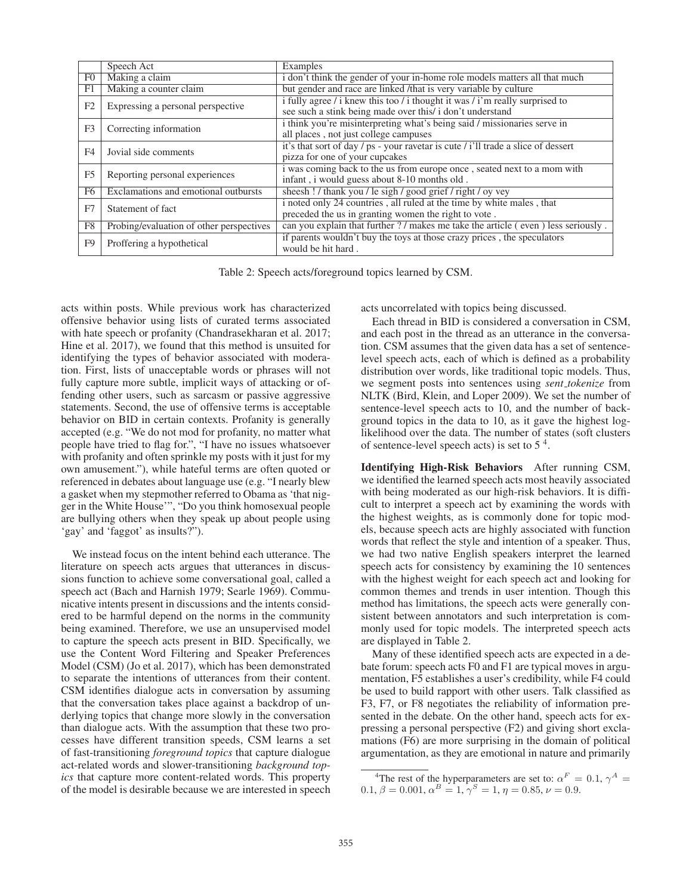| | Speech Act | Examples |
|---|---|---|
| F0 | Making a claim | i don't think the gender of your in-home role models matters all that much |
| F1 | Making a counter claim | but gender and race are linked /that is very variable by culture |
| F2 | Expressing a personal perspective | i fully agree / i knew this too / i thought it was / i'm really surprised to see such a stink being made over this/ i don't understand |
| F3 | Correcting information | i think you're misinterpreting what's being said / missionaries serve in all places , not just college campuses |
| F4 | Jovial side comments | it's that sort of day / ps - your ravetar is cute / i'll trade a slice of dessert pizza for one of your cupcakes |
| F5 | Reporting personal experiences | i was coming back to the us from europe once , seated next to a mom with infant , i would guess about 8-10 months old . |
| F6 | Exclamations and emotional outbursts | sheesh ! / thank you / le sigh / good grief / right / oy vey |
| F7 | Statement of fact | i noted only 24 countries , all ruled at the time by white males , that preceded the us in granting women the right to vote . |
| F8 | Probing/evaluation of other perspectives | can you explain that further ? / makes me take the article ( even ) less seriously . |
| F9 | Proffering a hypothetical | if parents wouldn't buy the toys at those crazy prices , the speculators would be hit hard . |

Table 2: Speech acts/foreground topics learned by CSM.

acts within posts. While previous work has characterized offensive behavior using lists of curated terms associated with hate speech or profanity (Chandrasekharan et al. 2017; Hine et al. 2017), we found that this method is unsuited for identifying the types of behavior associated with moderation. First, lists of unacceptable words or phrases will not fully capture more subtle, implicit ways of attacking or offending other users, such as sarcasm or passive aggressive statements. Second, the use of offensive terms is acceptable behavior on BID in certain contexts. Profanity is generally accepted (e.g. "We do not mod for profanity, no matter what people have tried to flag for.", "I have no issues whatsoever with profanity and often sprinkle my posts with it just for my own amusement."), while hateful terms are often quoted or referenced in debates about language use (e.g. "I nearly blew a gasket when my stepmother referred to Obama as 'that nigger in the White House'", "Do you think homosexual people are bullying others when they speak up about people using 'gay' and 'faggot' as insults?").

We instead focus on the intent behind each utterance. The literature on speech acts argues that utterances in discussions function to achieve some conversational goal, called a speech act (Bach and Harnish 1979; Searle 1969). Communicative intents present in discussions and the intents considered to be harmful depend on the norms in the community being examined. Therefore, we use an unsupervised model to capture the speech acts present in BID. Specifically, we use the Content Word Filtering and Speaker Preferences Model (CSM) (Jo et al. 2017), which has been demonstrated to separate the intentions of utterances from their content. CSM identifies dialogue acts in conversation by assuming that the conversation takes place against a backdrop of underlying topics that change more slowly in the conversation than dialogue acts. With the assumption that these two processes have different transition speeds, CSM learns a set of fast-transitioning *foreground topics* that capture dialogue act-related words and slower-transitioning *background topics* that capture more content-related words. This property of the model is desirable because we are interested in speech acts uncorrelated with topics being discussed.

Each thread in BID is considered a conversation in CSM, and each post in the thread as an utterance in the conversation. CSM assumes that the given data has a set of sentence-level speech acts, each of which is defined as a probability distribution over words, like traditional topic models. Thus, we segment posts into sentences using *sent_tokenize* from NLTK (Bird, Klein, and Loper 2009). We set the number of sentence-level speech acts to 10, and the number of background topics in the data to 10, as it gave the highest log-likelihood over the data. The number of states (soft clusters of sentence-level speech acts) is set to 5 [4].

**Identifying High-Risk Behaviors** After running CSM, we identified the learned speech acts most heavily associated with being moderated as our high-risk behaviors. It is difficult to interpret a speech act by examining the words with the highest weights, as is commonly done for topic models, because speech acts are highly associated with function words that reflect the style and intention of a speaker. Thus, we had two native English speakers interpret the learned speech acts for consistency by examining the 10 sentences with the highest weight for each speech act and looking for common themes and trends in user intention. Though this method has limitations, the speech acts were generally consistent between annotators and such interpretation is commonly used for topic models. The interpreted speech acts are displayed in Table 2.

Many of these identified speech acts are expected in a debate forum: speech acts F0 and F1 are typical moves in argumentation, F5 establishes a user's credibility, while F4 could be used to build rapport with other users. Talk classified as F3, F7, or F8 negotiates the reliability of information presented in the debate. On the other hand, speech acts for expressing a personal perspective (F2) and giving short exclamations (F6) are more surprising in the domain of political argumentation, as they are emotional in nature and primarily

[4] The rest of the hyperparameters are set to: $\alpha^F = 0.1$, $\gamma^A = 0.1$, $\beta = 0.001$, $\alpha^B = 1$, $\gamma^S = 1$, $\eta = 0.85$, $\nu = 0.9$.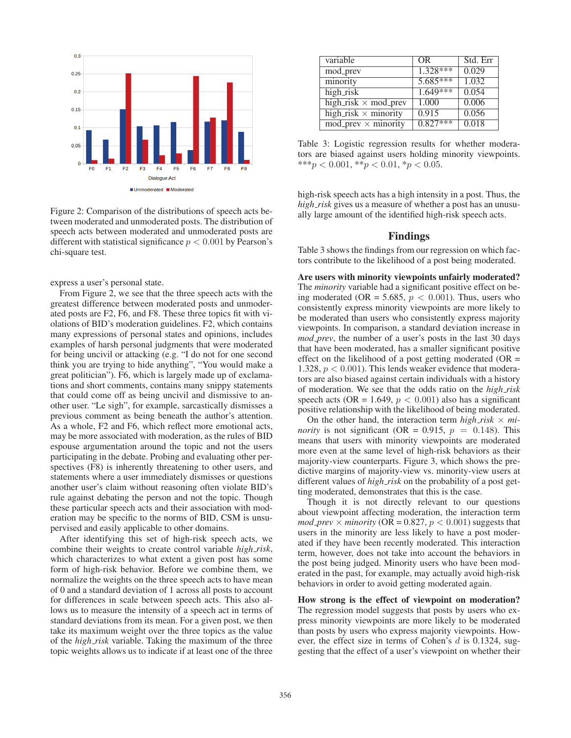Figure 2: Comparison of the distributions of speech acts between moderated and unmoderated posts. The distribution of speech acts between moderated and unmoderated posts are different with statistical significance $p < 0.001$ by Pearson's chi-square test.

express a user's personal state.

From Figure 2, we see that the three speech acts with the greatest difference between moderated posts and unmoderated posts are F2, F6, and F8. These three topics fit with violations of BID's moderation guidelines. F2, which contains many expressions of personal states and opinions, includes examples of harsh personal judgments that were moderated for being uncivil or attacking (e.g. "I do not for one second think you are trying to hide anything", "You would make a great politician"). F6, which is largely made up of exclamations and short comments, contains many snippy statements that could come off as being uncivil and dismissive to another user. "Le sigh", for example, sarcastically dismisses a previous comment as being beneath the author's attention. As a whole, F2 and F6, which reflect more emotional acts, may be more associated with moderation, as the rules of BID espouse argumentation around the topic and not the users participating in the debate. Probing and evaluating other perspectives (F8) is inherently threatening to other users, and statements where a user immediately dismisses or questions another user's claim without reasoning often violate BID's rule against debating the person and not the topic. Though these particular speech acts and their association with moderation may be specific to the norms of BID, CSM is unsupervised and easily applicable to other domains.

After identifying this set of high-risk speech acts, we combine their weights to create control variable *high_risk*, which characterizes to what extent a given post has some form of high-risk behavior. Before we combine them, we normalize the weights on the three speech acts to have mean of 0 and a standard deviation of 1 across all posts to account for differences in scale between speech acts. This also allows us to measure the intensity of a speech act in terms of standard deviations from its mean. For a given post, we then take its maximum weight over the three topics as the value of the *high_risk* variable. Taking the maximum of the three topic weights allows us to indicate if at least one of the three high-risk speech acts has a high intensity in a post. Thus, the *high_risk* gives us a measure of whether a post has an unusually large amount of the identified high-risk speech acts.

| variable | OR | Std. Err |
|---|---|---|
| mod_prev | 1.328*** | 0.029 |
| minority | 5.685*** | 1.032 |
| high_risk | 1.649*** | 0.054 |
| high_risk × mod_prev | 1.000 | 0.006 |
| high_risk × minority | 0.915 | 0.056 |
| mod_prev × minority | 0.827*** | 0.018 |

Table 3: Logistic regression results for whether moderators are biased against users holding minority viewpoints. $^{***}p < 0.001$, $^{**}p < 0.01$, $^{*}p < 0.05$.

## Findings

Table 3 shows the findings from our regression on which factors contribute to the likelihood of a post being moderated.

**Are users with minority viewpoints unfairly moderated?** The *minority* variable had a significant positive effect on being moderated (OR = 5.685, $p < 0.001$). Thus, users who consistently express minority viewpoints are more likely to be moderated than users who consistently express majority viewpoints. In comparison, a standard deviation increase in *mod_prev*, the number of a user's posts in the last 30 days that have been moderated, has a smaller significant positive effect on the likelihood of a post getting moderated (OR = 1.328, $p < 0.001$). This lends weaker evidence that moderators are also biased against certain individuals with a history of moderation. We see that the odds ratio on the *high_risk* speech acts (OR = 1.649, $p < 0.001$) also has a significant positive relationship with the likelihood of being moderated.

On the other hand, the interaction term *high_risk* × *minority* is not significant (OR = 0.915, $p = 0.148$). This means that users with minority viewpoints are moderated more even at the same level of high-risk behaviors as their majority-view counterparts. Figure 3, which shows the predictive margins of majority-view vs. minority-view users at different values of *high_risk* on the probability of a post getting moderated, demonstrates that this is the case.

Though it is not directly relevant to our questions about viewpoint affecting moderation, the interaction term *mod_prev* × *minority* (OR = 0.827, $p < 0.001$) suggests that users in the minority are less likely to have a post moderated if they have been recently moderated. This interaction term, however, does not take into account the behaviors in the post being judged. Minority users who have been moderated in the past, for example, may actually avoid high-risk behaviors in order to avoid getting moderated again.

**How strong is the effect of viewpoint on moderation?** The regression model suggests that posts by users who express minority viewpoints are more likely to be moderated than posts by users who express majority viewpoints. However, the effect size in terms of Cohen's $d$ is 0.1324, suggesting that the effect of a user's viewpoint on whether their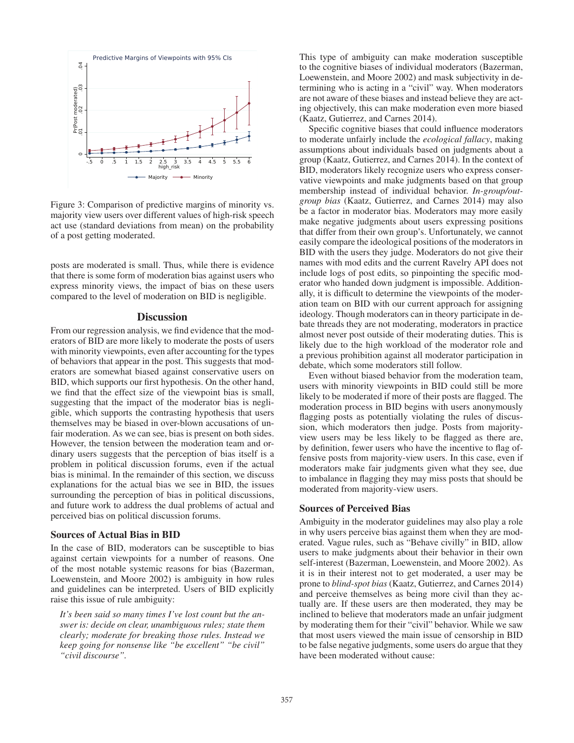Figure 3: Comparison of predictive margins of minority vs. majority view users over different values of high-risk speech act use (standard deviations from mean) on the probability of a post getting moderated.

posts are moderated is small. Thus, while there is evidence that there is some form of moderation bias against users who express minority views, the impact of bias on these users compared to the level of moderation on BID is negligible.

## Discussion

From our regression analysis, we find evidence that the moderators of BID are more likely to moderate the posts of users with minority viewpoints, even after accounting for the types of behaviors that appear in the post. This suggests that moderators are somewhat biased against conservative users on BID, which supports our first hypothesis. On the other hand, we find that the effect size of the viewpoint bias is small, suggesting that the impact of the moderator bias is negligible, which supports the contrasting hypothesis that users themselves may be biased in over-blown accusations of unfair moderation. As we can see, bias is present on both sides. However, the tension between the moderation team and ordinary users suggests that the perception of bias itself is a problem in political discussion forums, even if the actual bias is minimal. In the remainder of this section, we discuss explanations for the actual bias we see in BID, the issues surrounding the perception of bias in political discussions, and future work to address the dual problems of actual and perceived bias on political discussion forums.

### Sources of Actual Bias in BID

In the case of BID, moderators can be susceptible to bias against certain viewpoints for a number of reasons. One of the most notable systemic reasons for bias (Bazerman, Loewenstein, and Moore 2002) is ambiguity in how rules and guidelines can be interpreted. Users of BID explicitly raise this issue of rule ambiguity:

> *It's been said so many times I've lost count but the answer is: decide on clear, unambiguous rules; state them clearly; moderate for breaking those rules. Instead we keep going for nonsense like "be excellent" "be civil" "civil discourse".*

This type of ambiguity can make moderation susceptible to the cognitive biases of individual moderators (Bazerman, Loewenstein, and Moore 2002) and mask subjectivity in determining who is acting in a "civil" way. When moderators are not aware of these biases and instead believe they are acting objectively, this can make moderation even more biased (Kaatz, Gutierrez, and Carnes 2014).

Specific cognitive biases that could influence moderators to moderate unfairly include the *ecological fallacy*, making assumptions about individuals based on judgments about a group (Kaatz, Gutierrez, and Carnes 2014). In the context of BID, moderators likely recognize users who express conservative viewpoints and make judgments based on that group membership instead of individual behavior. *In-group/out-group bias* (Kaatz, Gutierrez, and Carnes 2014) may also be a factor in moderator bias. Moderators may more easily make negative judgments about users expressing positions that differ from their own group's. Unfortunately, we cannot easily compare the ideological positions of the moderators in BID with the users they judge. Moderators do not give their names with mod edits and the current Ravelry API does not include logs of post edits, so pinpointing the specific moderator who handed down judgment is impossible. Additionally, it is difficult to determine the viewpoints of the moderation team on BID with our current approach for assigning ideology. Though moderators can in theory participate in debate threads they are not moderating, moderators in practice almost never post outside of their moderating duties. This is likely due to the high workload of the moderator role and a previous prohibition against all moderator participation in debate, which some moderators still follow.

Even without biased behavior from the moderation team, users with minority viewpoints in BID could still be more likely to be moderated if more of their posts are flagged. The moderation process in BID begins with users anonymously flagging posts as potentially violating the rules of discussion, which moderators then judge. Posts from majority-view users may be less likely to be flagged as there are, by definition, fewer users who have the incentive to flag offensive posts from majority-view users. In this case, even if moderators make fair judgments given what they see, due to imbalance in flagging they may miss posts that should be moderated from majority-view users.

### Sources of Perceived Bias

Ambiguity in the moderator guidelines may also play a role in why users perceive bias against them when they are moderated. Vague rules, such as "Behave civilly" in BID, allow users to make judgments about their behavior in their own self-interest (Bazerman, Loewenstein, and Moore 2002). As it is in their interest not to get moderated, a user may be prone to *blind-spot bias* (Kaatz, Gutierrez, and Carnes 2014) and perceive themselves as being more civil than they actually are. If these users are then moderated, they may be inclined to believe that moderators made an unfair judgment by moderating them for their "civil" behavior. While we saw that most users viewed the main issue of censorship in BID to be false negative judgments, some users do argue that they have been moderated without cause: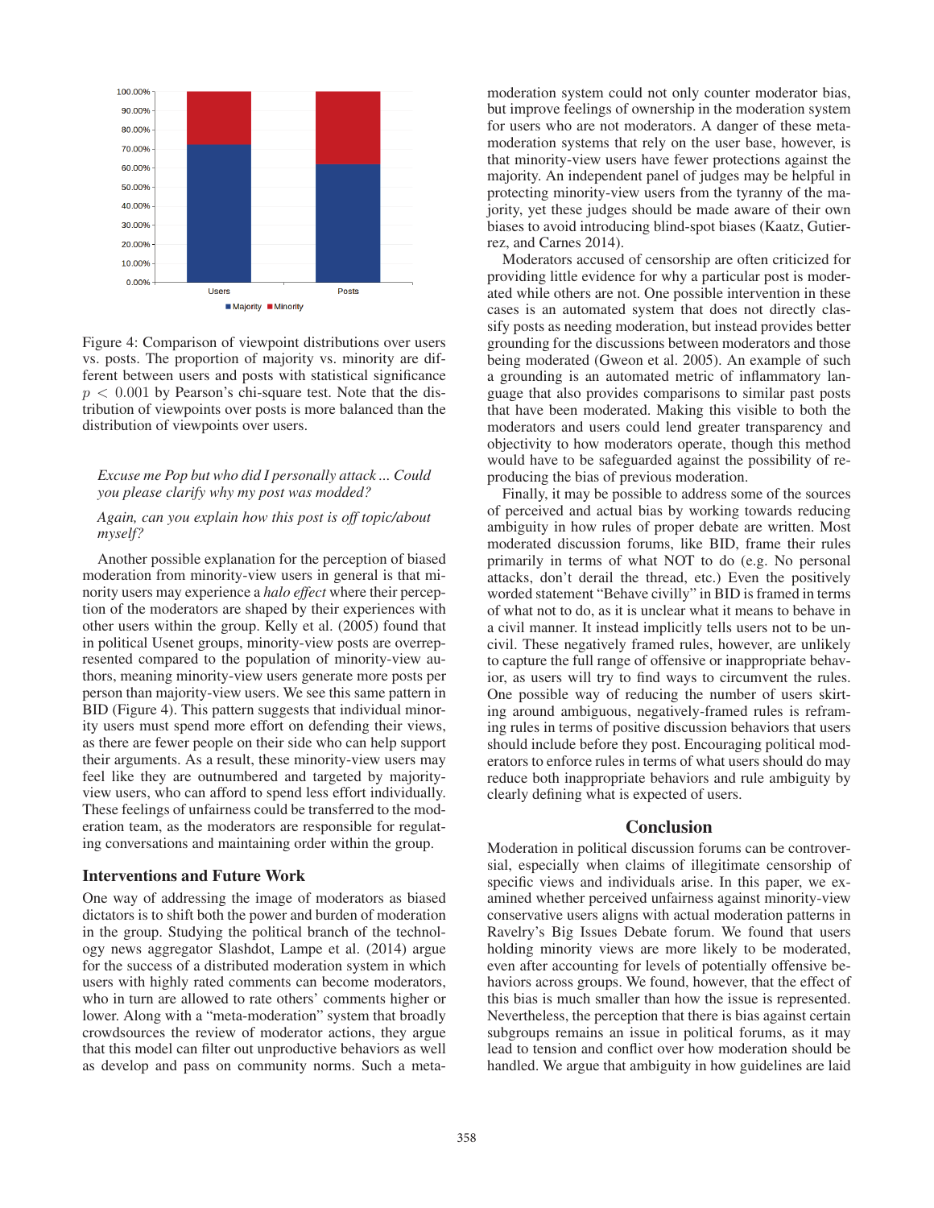Figure 4: Comparison of viewpoint distributions over users vs. posts. The proportion of majority vs. minority are different between users and posts with statistical significance $p < 0.001$ by Pearson's chi-square test. Note that the distribution of viewpoints over posts is more balanced than the distribution of viewpoints over users.

> *Excuse me Pop but who did I personally attack ... Could you please clarify why my post was modded?*
>
> *Again, can you explain how this post is off topic/about myself?*

Another possible explanation for the perception of biased moderation from minority-view users in general is that minority users may experience a *halo effect* where their perception of the moderators are shaped by their experiences with other users within the group. Kelly et al. (2005) found that in political Usenet groups, minority-view posts are overrepresented compared to the population of minority-view authors, meaning minority-view users generate more posts per person than majority-view users. We see this same pattern in BID (Figure 4). This pattern suggests that individual minority users must spend more effort on defending their views, as there are fewer people on their side who can help support their arguments. As a result, these minority-view users may feel like they are outnumbered and targeted by majority-view users, who can afford to spend less effort individually. These feelings of unfairness could be transferred to the moderation team, as the moderators are responsible for regulating conversations and maintaining order within the group.

### Interventions and Future Work

One way of addressing the image of moderators as biased dictators is to shift both the power and burden of moderation in the group. Studying the political branch of the technology news aggregator Slashdot, Lampe et al. (2014) argue for the success of a distributed moderation system in which users with highly rated comments can become moderators, who in turn are allowed to rate others' comments higher or lower. Along with a "meta-moderation" system that broadly crowdsources the review of moderator actions, they argue that this model can filter out unproductive behaviors as well as develop and pass on community norms. Such a meta-moderation system could not only counter moderator bias, but improve feelings of ownership in the moderation system for users who are not moderators. A danger of these meta-moderation systems that rely on the user base, however, is that minority-view users have fewer protections against the majority. An independent panel of judges may be helpful in protecting minority-view users from the tyranny of the majority, yet these judges should be made aware of their own biases to avoid introducing blind-spot biases (Kaatz, Gutierrez, and Carnes 2014).

Moderators accused of censorship are often criticized for providing little evidence for why a particular post is moderated while others are not. One possible intervention in these cases is an automated system that does not directly classify posts as needing moderation, but instead provides better grounding for the discussions between moderators and those being moderated (Gweon et al. 2005). An example of such a grounding is an automated metric of inflammatory language that also provides comparisons to similar past posts that have been moderated. Making this visible to both the moderators and users could lend greater transparency and objectivity to how moderators operate, though this method would have to be safeguarded against the possibility of reproducing the bias of previous moderation.

Finally, it may be possible to address some of the sources of perceived and actual bias by working towards reducing ambiguity in how rules of proper debate are written. Most moderated discussion forums, like BID, frame their rules primarily in terms of what NOT to do (e.g. No personal attacks, don't derail the thread, etc.) Even the positively worded statement "Behave civilly" in BID is framed in terms of what not to do, as it is unclear what it means to behave in a civil manner. It instead implicitly tells users not to be uncivil. These negatively framed rules, however, are unlikely to capture the full range of offensive or inappropriate behavior, as users will try to find ways to circumvent the rules. One possible way of reducing the number of users skirting around ambiguous, negatively-framed rules is reframing rules in terms of positive discussion behaviors that users should include before they post. Encouraging political moderators to enforce rules in terms of what users should do may reduce both inappropriate behaviors and rule ambiguity by clearly defining what is expected of users.

## Conclusion

Moderation in political discussion forums can be controversial, especially when claims of illegitimate censorship of specific views and individuals arise. In this paper, we examined whether perceived unfairness against minority-view conservative users aligns with actual moderation patterns in Ravelry's Big Issues Debate forum. We found that users holding minority views are more likely to be moderated, even after accounting for levels of potentially offensive behaviors across groups. We found, however, that the effect of this bias is much smaller than how the issue is represented. Nevertheless, the perception that there is bias against certain subgroups remains an issue in political forums, as it may lead to tension and conflict over how moderation should be handled. We argue that ambiguity in how guidelines are laid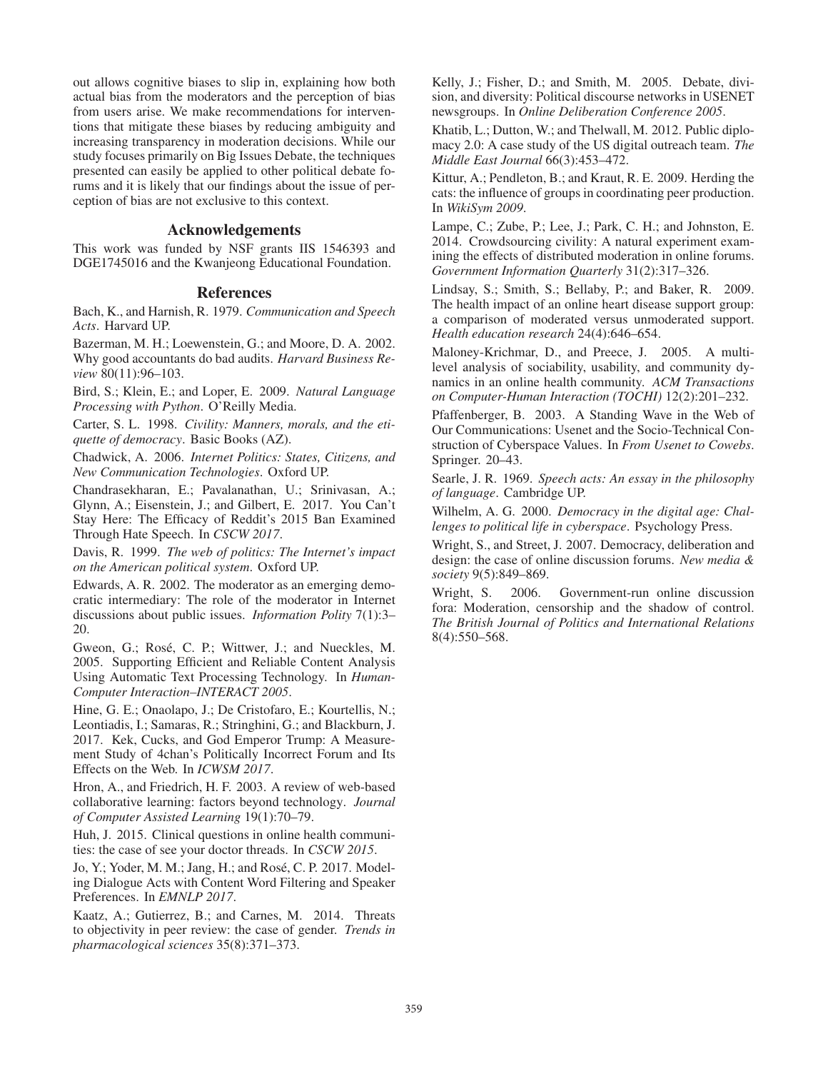out allows cognitive biases to slip in, explaining how both actual bias from the moderators and the perception of bias from users arise. We make recommendations for interventions that mitigate these biases by reducing ambiguity and increasing transparency in moderation decisions. While our study focuses primarily on Big Issues Debate, the techniques presented can easily be applied to other political debate forums and it is likely that our findings about the issue of perception of bias are not exclusive to this context.

## Acknowledgements

This work was funded by NSF grants IIS 1546393 and DGE1745016 and the Kwanjeong Educational Foundation.

## References

Bach, K., and Harnish, R. 1979. *Communication and Speech Acts*. Harvard UP.

Bazerman, M. H.; Loewenstein, G.; and Moore, D. A. 2002. Why good accountants do bad audits. *Harvard Business Review* 80(11):96–103.

Bird, S.; Klein, E.; and Loper, E. 2009. *Natural Language Processing with Python*. O'Reilly Media.

Carter, S. L. 1998. *Civility: Manners, morals, and the etiquette of democracy*. Basic Books (AZ).

Chadwick, A. 2006. *Internet Politics: States, Citizens, and New Communication Technologies*. Oxford UP.

Chandrasekharan, E.; Pavalanathan, U.; Srinivasan, A.; Glynn, A.; Eisenstein, J.; and Gilbert, E. 2017. You Can't Stay Here: The Efficacy of Reddit's 2015 Ban Examined Through Hate Speech. In *CSCW 2017*.

Davis, R. 1999. *The web of politics: The Internet's impact on the American political system*. Oxford UP.

Edwards, A. R. 2002. The moderator as an emerging democratic intermediary: The role of the moderator in Internet discussions about public issues. *Information Polity* 7(1):3–20.

Gweon, G.; Rosé, C. P.; Wittwer, J.; and Nueckles, M. 2005. Supporting Efficient and Reliable Content Analysis Using Automatic Text Processing Technology. In *Human-Computer Interaction–INTERACT 2005*.

Hine, G. E.; Onaolapo, J.; De Cristofaro, E.; Kourtellis, N.; Leontiadis, I.; Samaras, R.; Stringhini, G.; and Blackburn, J. 2017. Kek, Cucks, and God Emperor Trump: A Measurement Study of 4chan's Politically Incorrect Forum and Its Effects on the Web. In *ICWSM 2017*.

Hron, A., and Friedrich, H. F. 2003. A review of web-based collaborative learning: factors beyond technology. *Journal of Computer Assisted Learning* 19(1):70–79.

Huh, J. 2015. Clinical questions in online health communities: the case of see your doctor threads. In *CSCW 2015*.

Jo, Y.; Yoder, M. M.; Jang, H.; and Rosé, C. P. 2017. Modeling Dialogue Acts with Content Word Filtering and Speaker Preferences. In *EMNLP 2017*.

Kaatz, A.; Gutierrez, B.; and Carnes, M. 2014. Threats to objectivity in peer review: the case of gender. *Trends in pharmacological sciences* 35(8):371–373.

Kelly, J.; Fisher, D.; and Smith, M. 2005. Debate, division, and diversity: Political discourse networks in USENET newsgroups. In *Online Deliberation Conference 2005*.

Khatib, L.; Dutton, W.; and Thelwall, M. 2012. Public diplomacy 2.0: A case study of the US digital outreach team. *The Middle East Journal* 66(3):453–472.

Kittur, A.; Pendleton, B.; and Kraut, R. E. 2009. Herding the cats: the influence of groups in coordinating peer production. In *WikiSym 2009*.

Lampe, C.; Zube, P.; Lee, J.; Park, C. H.; and Johnston, E. 2014. Crowdsourcing civility: A natural experiment examining the effects of distributed moderation in online forums. *Government Information Quarterly* 31(2):317–326.

Lindsay, S.; Smith, S.; Bellaby, P.; and Baker, R. 2009. The health impact of an online heart disease support group: a comparison of moderated versus unmoderated support. *Health education research* 24(4):646–654.

Maloney-Krichmar, D., and Preece, J. 2005. A multilevel analysis of sociability, usability, and community dynamics in an online health community. *ACM Transactions on Computer-Human Interaction (TOCHI)* 12(2):201–232.

Pfaffenberger, B. 2003. A Standing Wave in the Web of Our Communications: Usenet and the Socio-Technical Construction of Cyberspace Values. In *From Usenet to Cowebs*. Springer. 20–43.

Searle, J. R. 1969. *Speech acts: An essay in the philosophy of language*. Cambridge UP.

Wilhelm, A. G. 2000. *Democracy in the digital age: Challenges to political life in cyberspace*. Psychology Press.

Wright, S., and Street, J. 2007. Democracy, deliberation and design: the case of online discussion forums. *New media & society* 9(5):849–869.

Wright, S. 2006. Government-run online discussion fora: Moderation, censorship and the shadow of control. *The British Journal of Politics and International Relations* 8(4):550–568.